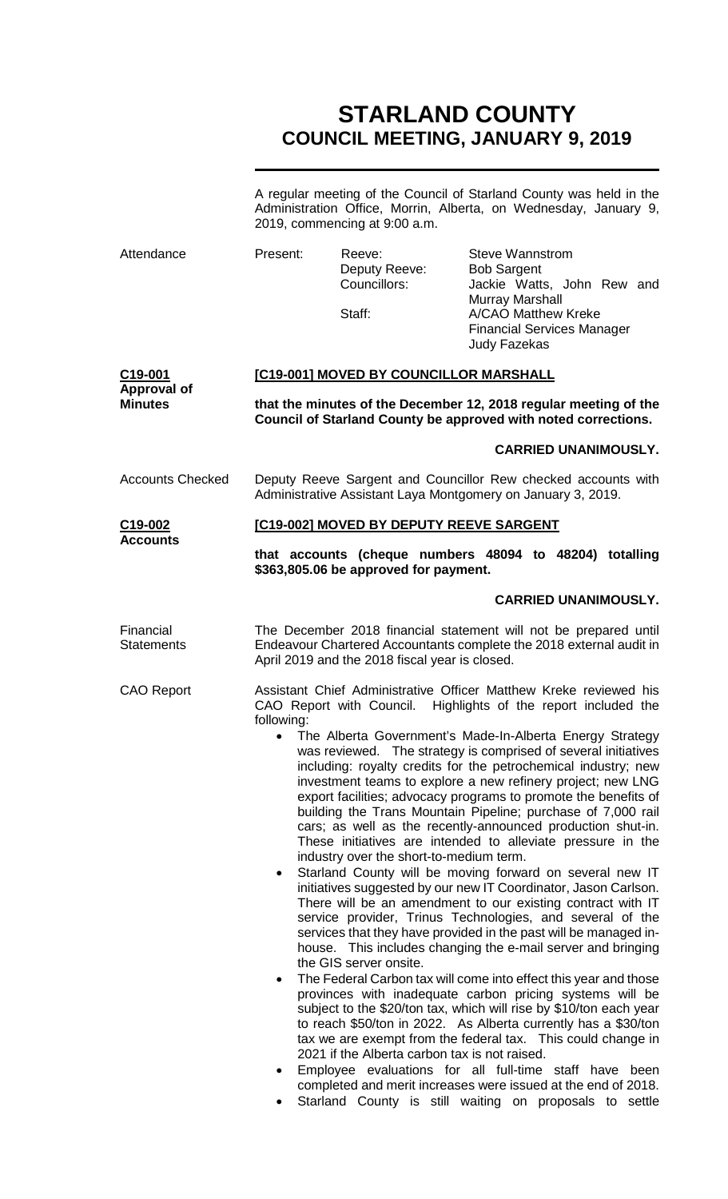# STARLAND COUNTY
## COUNCIL MEETING, JANUARY 9, 2019

A regular meeting of the Council of Starland County was held in the Administration Office, Morrin, Alberta, on Wednesday, January 9, 2019, commencing at 9:00 a.m.

**Attendance**

| Present: | | |
|---|---|---|
| | Reeve: | Steve Wannstrom |
| | Deputy Reeve: | Bob Sargent |
| | Councillors: | Jackie Watts, John Rew and Murray Marshall |
| | Staff: | A/CAO Matthew Kreke<br>Financial Services Manager Judy Fazekas |

**C19-001 Approval of Minutes**

**[C19-001] MOVED BY COUNCILLOR MARSHALL**

**that the minutes of the December 12, 2018 regular meeting of the Council of Starland County be approved with noted corrections.**

**CARRIED UNANIMOUSLY.**

**Accounts Checked**

Deputy Reeve Sargent and Councillor Rew checked accounts with Administrative Assistant Laya Montgomery on January 3, 2019.

**C19-002 Accounts**

**[C19-002] MOVED BY DEPUTY REEVE SARGENT**

**that accounts (cheque numbers 48094 to 48204) totalling $363,805.06 be approved for payment.**

**CARRIED UNANIMOUSLY.**

**Financial Statements**

The December 2018 financial statement will not be prepared until Endeavour Chartered Accountants complete the 2018 external audit in April 2019 and the 2018 fiscal year is closed.

**CAO Report**

Assistant Chief Administrative Officer Matthew Kreke reviewed his CAO Report with Council. Highlights of the report included the following:

- The Alberta Government's Made-In-Alberta Energy Strategy was reviewed. The strategy is comprised of several initiatives including: royalty credits for the petrochemical industry; new investment teams to explore a new refinery project; new LNG export facilities; advocacy programs to promote the benefits of building the Trans Mountain Pipeline; purchase of 7,000 rail cars; as well as the recently-announced production shut-in. These initiatives are intended to alleviate pressure in the industry over the short-to-medium term.
- Starland County will be moving forward on several new IT initiatives suggested by our new IT Coordinator, Jason Carlson. There will be an amendment to our existing contract with IT service provider, Trinus Technologies, and several of the services that they have provided in the past will be managed in-house. This includes changing the e-mail server and bringing the GIS server onsite.
- The Federal Carbon tax will come into effect this year and those provinces with inadequate carbon pricing systems will be subject to the $20/ton tax, which will rise by $10/ton each year to reach $50/ton in 2022. As Alberta currently has a $30/ton tax we are exempt from the federal tax. This could change in 2021 if the Alberta carbon tax is not raised.
- Employee evaluations for all full-time staff have been completed and merit increases were issued at the end of 2018.
- Starland County is still waiting on proposals to settle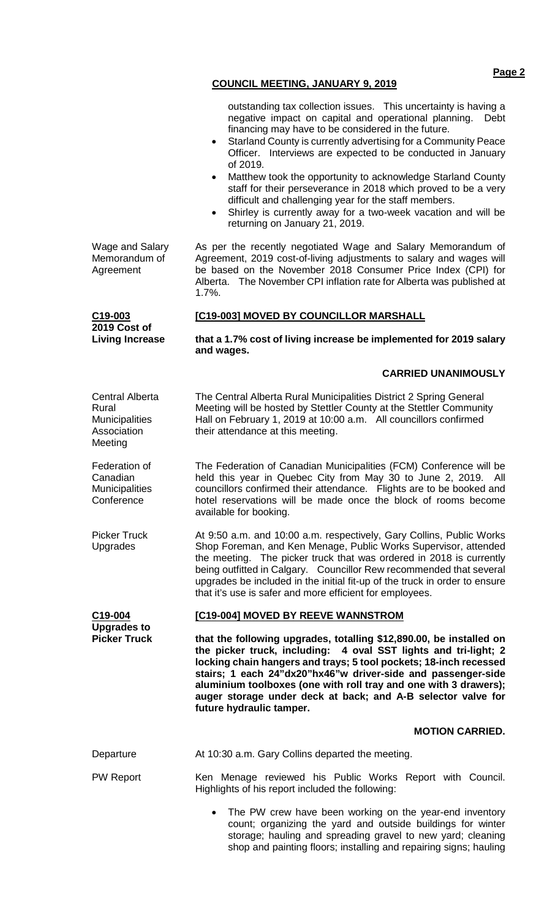outstanding tax collection issues. This uncertainty is having a negative impact on capital and operational planning. Debt financing may have to be considered in the future.

- Starland County is currently advertising for a Community Peace Officer. Interviews are expected to be conducted in January of 2019.
- Matthew took the opportunity to acknowledge Starland County staff for their perseverance in 2018 which proved to be a very difficult and challenging year for the staff members.
- Shirley is currently away for a two-week vacation and will be returning on January 21, 2019.

Wage and Salary Memorandum of Agreement

As per the recently negotiated Wage and Salary Memorandum of Agreement, 2019 cost-of-living adjustments to salary and wages will be based on the November 2018 Consumer Price Index (CPI) for Alberta. The November CPI inflation rate for Alberta was published at 1.7%.

**C19-003**
**2019 Cost of Living Increase**

**[C19-003] MOVED BY COUNCILLOR MARSHALL**

**that a 1.7% cost of living increase be implemented for 2019 salary and wages.**

**CARRIED UNANIMOUSLY**

Central Alberta Rural Municipalities Association Meeting

The Central Alberta Rural Municipalities District 2 Spring General Meeting will be hosted by Stettler County at the Stettler Community Hall on February 1, 2019 at 10:00 a.m. All councillors confirmed their attendance at this meeting.

Federation of Canadian Municipalities Conference

The Federation of Canadian Municipalities (FCM) Conference will be held this year in Quebec City from May 30 to June 2, 2019. All councillors confirmed their attendance. Flights are to be booked and hotel reservations will be made once the block of rooms become available for booking.

Picker Truck Upgrades

At 9:50 a.m. and 10:00 a.m. respectively, Gary Collins, Public Works Shop Foreman, and Ken Menage, Public Works Supervisor, attended the meeting. The picker truck that was ordered in 2018 is currently being outfitted in Calgary. Councillor Rew recommended that several upgrades be included in the initial fit-up of the truck in order to ensure that it's use is safer and more efficient for employees.

**C19-004**
**Upgrades to Picker Truck**

**[C19-004] MOVED BY REEVE WANNSTROM**

**that the following upgrades, totalling $12,890.00, be installed on the picker truck, including: 4 oval SST lights and tri-light; 2 locking chain hangers and trays; 5 tool pockets; 18-inch recessed stairs; 1 each 24"dx20"hx46"w driver-side and passenger-side aluminium toolboxes (one with roll tray and one with 3 drawers); auger storage under deck at back; and A-B selector valve for future hydraulic tamper.**

**MOTION CARRIED.**

Departure

At 10:30 a.m. Gary Collins departed the meeting.

PW Report

Ken Menage reviewed his Public Works Report with Council. Highlights of his report included the following:

- The PW crew have been working on the year-end inventory count; organizing the yard and outside buildings for winter storage; hauling and spreading gravel to new yard; cleaning shop and painting floors; installing and repairing signs; hauling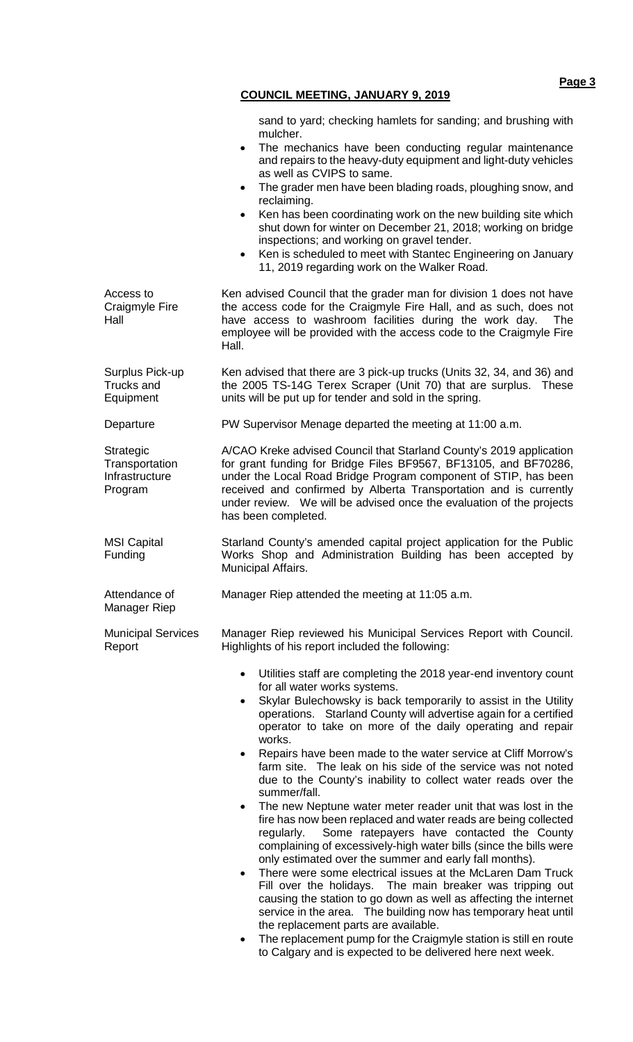sand to yard; checking hamlets for sanding; and brushing with mulcher.

- The mechanics have been conducting regular maintenance and repairs to the heavy-duty equipment and light-duty vehicles as well as CVIPS to same.
- The grader men have been blading roads, ploughing snow, and reclaiming.
- Ken has been coordinating work on the new building site which shut down for winter on December 21, 2018; working on bridge inspections; and working on gravel tender.
- Ken is scheduled to meet with Stantec Engineering on January 11, 2019 regarding work on the Walker Road.

**Access to Craigmyle Fire Hall**

Ken advised Council that the grader man for division 1 does not have the access code for the Craigmyle Fire Hall, and as such, does not have access to washroom facilities during the work day. The employee will be provided with the access code to the Craigmyle Fire Hall.

**Surplus Pick-up Trucks and Equipment**

Ken advised that there are 3 pick-up trucks (Units 32, 34, and 36) and the 2005 TS-14G Terex Scraper (Unit 70) that are surplus. These units will be put up for tender and sold in the spring.

**Departure**

PW Supervisor Menage departed the meeting at 11:00 a.m.

**Strategic Transportation Infrastructure Program**

A/CAO Kreke advised Council that Starland County's 2019 application for grant funding for Bridge Files BF9567, BF13105, and BF70286, under the Local Road Bridge Program component of STIP, has been received and confirmed by Alberta Transportation and is currently under review. We will be advised once the evaluation of the projects has been completed.

**MSI Capital Funding**

Starland County's amended capital project application for the Public Works Shop and Administration Building has been accepted by Municipal Affairs.

**Attendance of Manager Riep**

Manager Riep attended the meeting at 11:05 a.m.

**Municipal Services Report**

Manager Riep reviewed his Municipal Services Report with Council. Highlights of his report included the following:

- Utilities staff are completing the 2018 year-end inventory count for all water works systems.
- Skylar Bulechowsky is back temporarily to assist in the Utility operations. Starland County will advertise again for a certified operator to take on more of the daily operating and repair works.
- Repairs have been made to the water service at Cliff Morrow's farm site. The leak on his side of the service was not noted due to the County's inability to collect water reads over the summer/fall.
- The new Neptune water meter reader unit that was lost in the fire has now been replaced and water reads are being collected regularly. Some ratepayers have contacted the County complaining of excessively-high water bills (since the bills were only estimated over the summer and early fall months).
- There were some electrical issues at the McLaren Dam Truck Fill over the holidays. The main breaker was tripping out causing the station to go down as well as affecting the internet service in the area. The building now has temporary heat until the replacement parts are available.
- The replacement pump for the Craigmyle station is still en route to Calgary and is expected to be delivered here next week.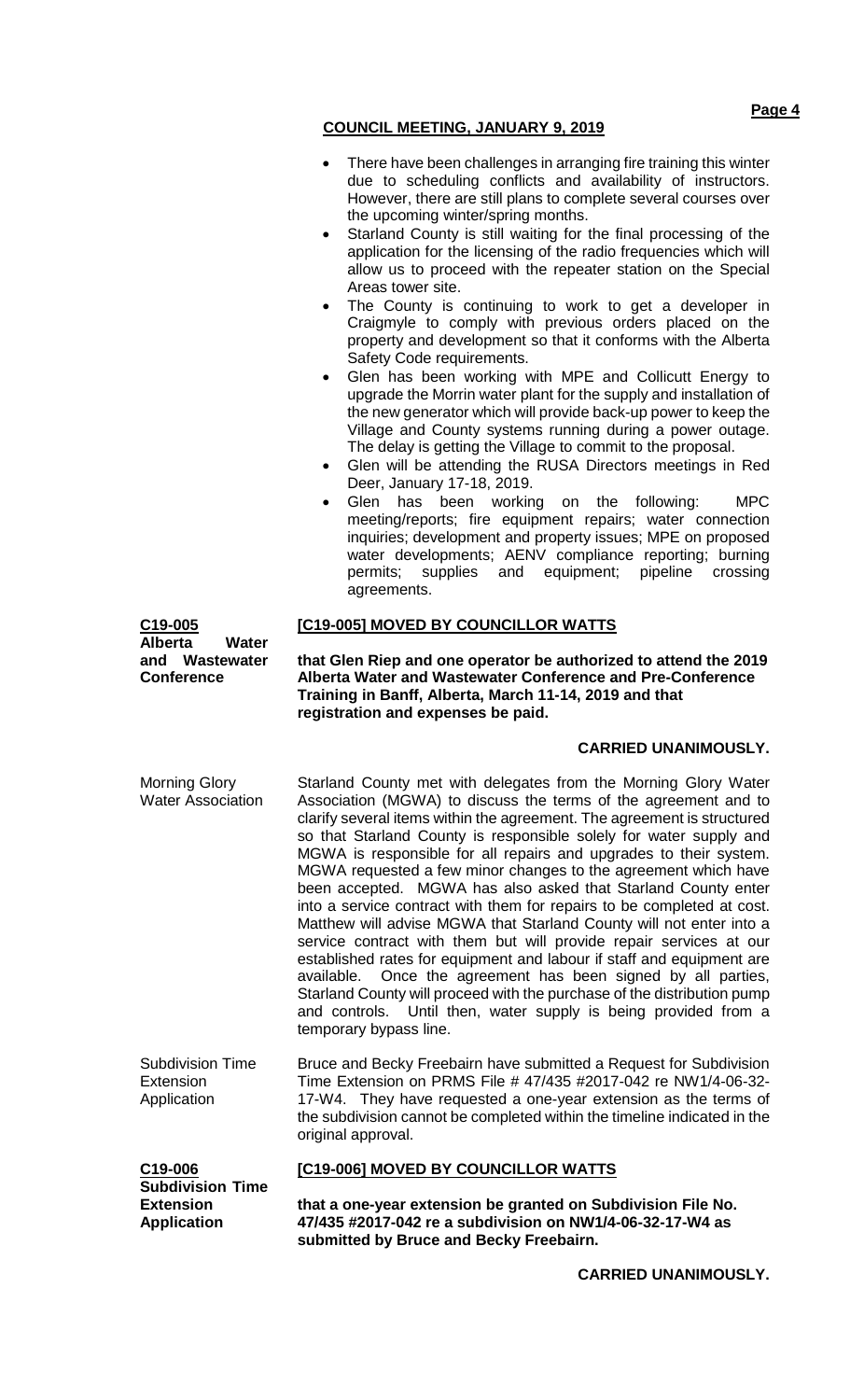- There have been challenges in arranging fire training this winter due to scheduling conflicts and availability of instructors. However, there are still plans to complete several courses over the upcoming winter/spring months.
- Starland County is still waiting for the final processing of the application for the licensing of the radio frequencies which will allow us to proceed with the repeater station on the Special Areas tower site.
- The County is continuing to work to get a developer in Craigmyle to comply with previous orders placed on the property and development so that it conforms with the Alberta Safety Code requirements.
- Glen has been working with MPE and Collicutt Energy to upgrade the Morrin water plant for the supply and installation of the new generator which will provide back-up power to keep the Village and County systems running during a power outage. The delay is getting the Village to commit to the proposal.
- Glen will be attending the RUSA Directors meetings in Red Deer, January 17-18, 2019.
- Glen has been working on the following: MPC meeting/reports; fire equipment repairs; water connection inquiries; development and property issues; MPE on proposed water developments; AENV compliance reporting; burning permits; supplies and equipment; pipeline crossing agreements.

**C19-005**
**Alberta Water and Wastewater Conference**

**[C19-005] MOVED BY COUNCILLOR WATTS**

**that Glen Riep and one operator be authorized to attend the 2019 Alberta Water and Wastewater Conference and Pre-Conference Training in Banff, Alberta, March 11-14, 2019 and that registration and expenses be paid.**

**CARRIED UNANIMOUSLY.**

Morning Glory Water Association

Starland County met with delegates from the Morning Glory Water Association (MGWA) to discuss the terms of the agreement and to clarify several items within the agreement. The agreement is structured so that Starland County is responsible solely for water supply and MGWA is responsible for all repairs and upgrades to their system. MGWA requested a few minor changes to the agreement which have been accepted. MGWA has also asked that Starland County enter into a service contract with them for repairs to be completed at cost. Matthew will advise MGWA that Starland County will not enter into a service contract with them but will provide repair services at our established rates for equipment and labour if staff and equipment are available. Once the agreement has been signed by all parties, Starland County will proceed with the purchase of the distribution pump and controls. Until then, water supply is being provided from a temporary bypass line.

Subdivision Time Extension Application

Bruce and Becky Freebairn have submitted a Request for Subdivision Time Extension on PRMS File # 47/435 #2017-042 re NW1/4-06-32-17-W4. They have requested a one-year extension as the terms of the subdivision cannot be completed within the timeline indicated in the original approval.

**C19-006**
**Subdivision Time Extension Application**

**[C19-006] MOVED BY COUNCILLOR WATTS**

**that a one-year extension be granted on Subdivision File No. 47/435 #2017-042 re a subdivision on NW1/4-06-32-17-W4 as submitted by Bruce and Becky Freebairn.**

**CARRIED UNANIMOUSLY.**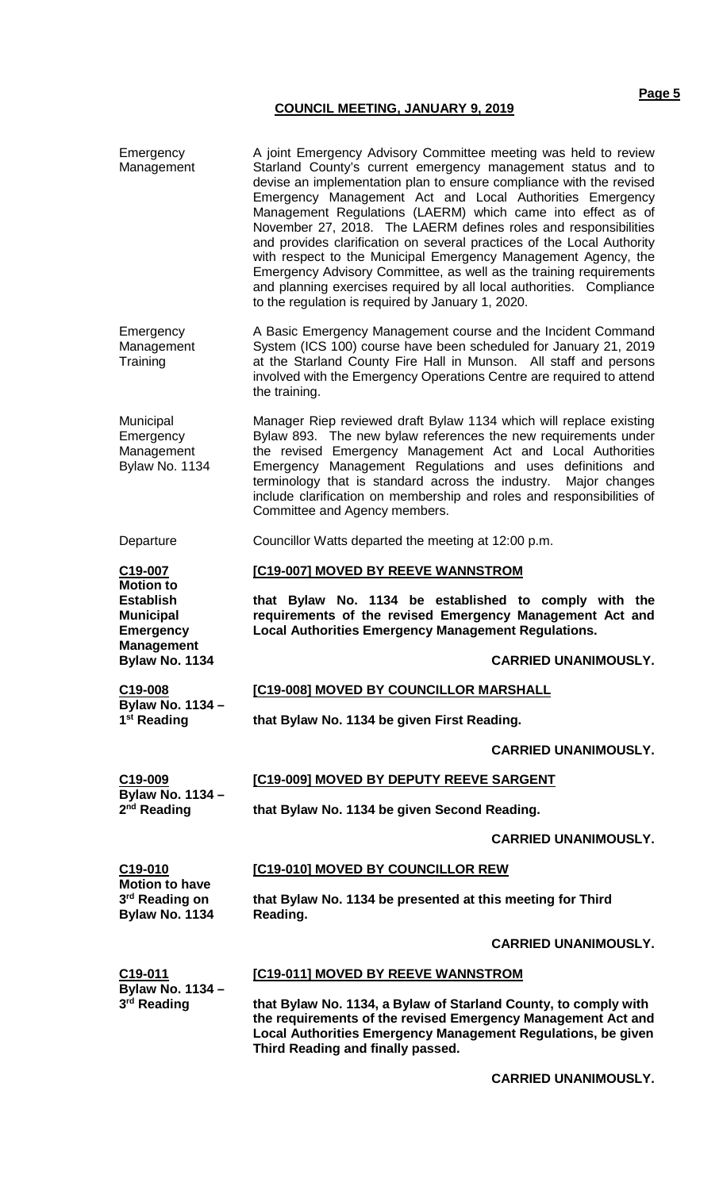**Emergency Management**

A joint Emergency Advisory Committee meeting was held to review Starland County's current emergency management status and to devise an implementation plan to ensure compliance with the revised Emergency Management Act and Local Authorities Emergency Management Regulations (LAERM) which came into effect as of November 27, 2018. The LAERM defines roles and responsibilities and provides clarification on several practices of the Local Authority with respect to the Municipal Emergency Management Agency, the Emergency Advisory Committee, as well as the training requirements and planning exercises required by all local authorities. Compliance to the regulation is required by January 1, 2020.

**Emergency Management Training**

A Basic Emergency Management course and the Incident Command System (ICS 100) course have been scheduled for January 21, 2019 at the Starland County Fire Hall in Munson. All staff and persons involved with the Emergency Operations Centre are required to attend the training.

**Municipal Emergency Management Bylaw No. 1134**

Manager Riep reviewed draft Bylaw 1134 which will replace existing Bylaw 893. The new bylaw references the new requirements under the revised Emergency Management Act and Local Authorities Emergency Management Regulations and uses definitions and terminology that is standard across the industry. Major changes include clarification on membership and roles and responsibilities of Committee and Agency members.

**Departure**

Councillor Watts departed the meeting at 12:00 p.m.

**C19-007 – Motion to Establish Municipal Emergency Management Bylaw No. 1134**

**[C19-007] MOVED BY REEVE WANNSTROM**

**that Bylaw No. 1134 be established to comply with the requirements of the revised Emergency Management Act and Local Authorities Emergency Management Regulations.**

**CARRIED UNANIMOUSLY.**

**C19-008 – Bylaw No. 1134 – 1st Reading**

**[C19-008] MOVED BY COUNCILLOR MARSHALL**

**that Bylaw No. 1134 be given First Reading.**

**CARRIED UNANIMOUSLY.**

**C19-009 – Bylaw No. 1134 – 2nd Reading**

**[C19-009] MOVED BY DEPUTY REEVE SARGENT**

**that Bylaw No. 1134 be given Second Reading.**

**CARRIED UNANIMOUSLY.**

**C19-010 – Motion to have 3rd Reading on Bylaw No. 1134**

**[C19-010] MOVED BY COUNCILLOR REW**

**that Bylaw No. 1134 be presented at this meeting for Third Reading.**

**CARRIED UNANIMOUSLY.**

**C19-011 – Bylaw No. 1134 – 3rd Reading**

**[C19-011] MOVED BY REEVE WANNSTROM**

**that Bylaw No. 1134, a Bylaw of Starland County, to comply with the requirements of the revised Emergency Management Act and Local Authorities Emergency Management Regulations, be given Third Reading and finally passed.**

**CARRIED UNANIMOUSLY.**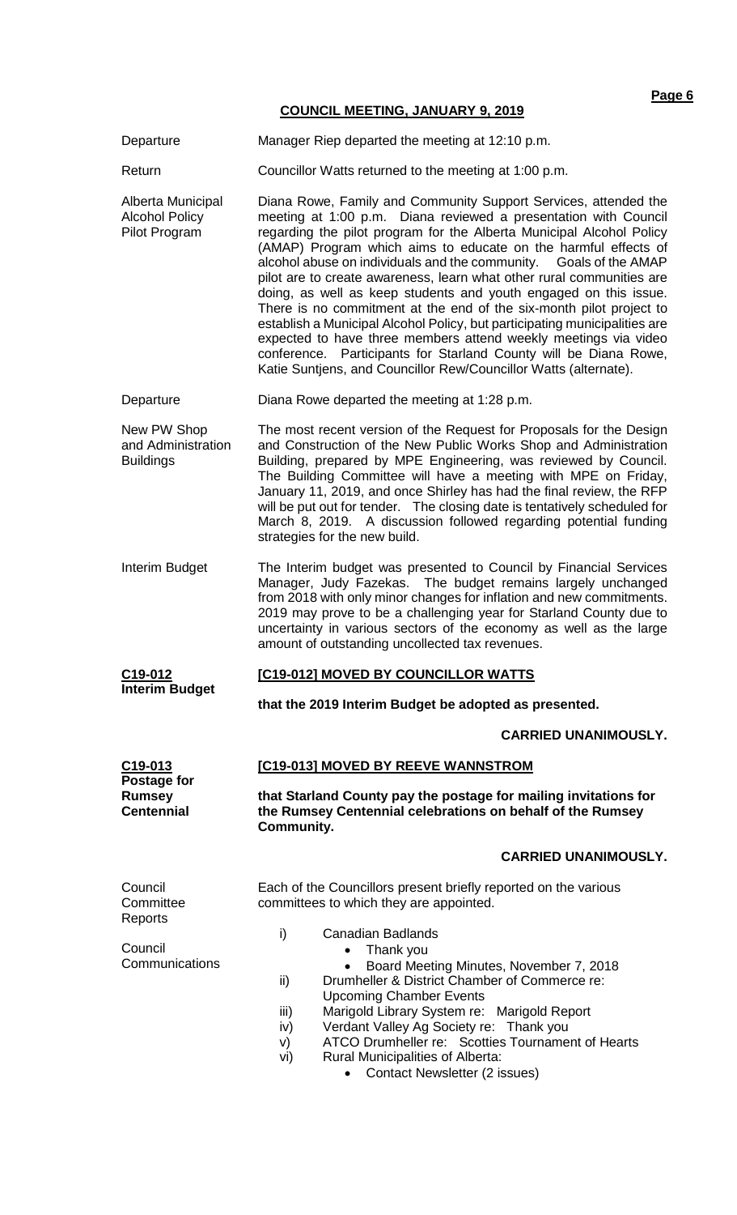## COUNCIL MEETING, JANUARY 9, 2019

**Departure**
Manager Riep departed the meeting at 12:10 p.m.

**Return**
Councillor Watts returned to the meeting at 1:00 p.m.

**Alberta Municipal Alcohol Policy Pilot Program**
Diana Rowe, Family and Community Support Services, attended the meeting at 1:00 p.m. Diana reviewed a presentation with Council regarding the pilot program for the Alberta Municipal Alcohol Policy (AMAP) Program which aims to educate on the harmful effects of alcohol abuse on individuals and the community. Goals of the AMAP pilot are to create awareness, learn what other rural communities are doing, as well as keep students and youth engaged on this issue. There is no commitment at the end of the six-month pilot project to establish a Municipal Alcohol Policy, but participating municipalities are expected to have three members attend weekly meetings via video conference. Participants for Starland County will be Diana Rowe, Katie Suntjens, and Councillor Rew/Councillor Watts (alternate).

**Departure**
Diana Rowe departed the meeting at 1:28 p.m.

**New PW Shop and Administration Buildings**
The most recent version of the Request for Proposals for the Design and Construction of the New Public Works Shop and Administration Building, prepared by MPE Engineering, was reviewed by Council. The Building Committee will have a meeting with MPE on Friday, January 11, 2019, and once Shirley has had the final review, the RFP will be put out for tender. The closing date is tentatively scheduled for March 8, 2019. A discussion followed regarding potential funding strategies for the new build.

**Interim Budget**
The Interim budget was presented to Council by Financial Services Manager, Judy Fazekas. The budget remains largely unchanged from 2018 with only minor changes for inflation and new commitments. 2019 may prove to be a challenging year for Starland County due to uncertainty in various sectors of the economy as well as the large amount of outstanding uncollected tax revenues.

**C19-012**
**Interim Budget**

**[C19-012] MOVED BY COUNCILLOR WATTS**

**that the 2019 Interim Budget be adopted as presented.**

**CARRIED UNANIMOUSLY.**

**C19-013**
**Postage for Rumsey Centennial**

**[C19-013] MOVED BY REEVE WANNSTROM**

**that Starland County pay the postage for mailing invitations for the Rumsey Centennial celebrations on behalf of the Rumsey Community.**

**CARRIED UNANIMOUSLY.**

**Council Committee Reports**
Each of the Councillors present briefly reported on the various committees to which they are appointed.

**Council Communications**

i) Canadian Badlands
   - Thank you
   - Board Meeting Minutes, November 7, 2018

ii) Drumheller & District Chamber of Commerce re: Upcoming Chamber Events

iii) Marigold Library System re: Marigold Report

iv) Verdant Valley Ag Society re: Thank you

v) ATCO Drumheller re: Scotties Tournament of Hearts

vi) Rural Municipalities of Alberta:
   - Contact Newsletter (2 issues)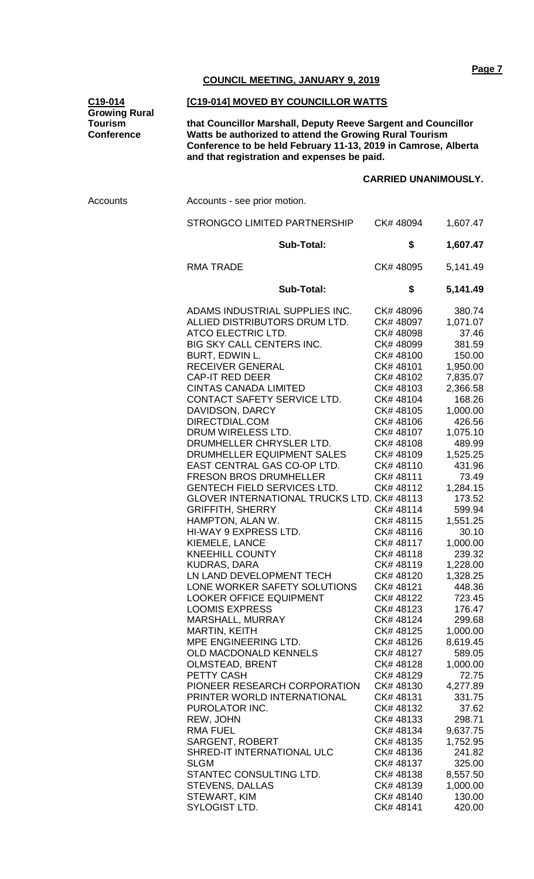## COUNCIL MEETING, JANUARY 9, 2019

**C19-014**
**Growing Rural Tourism Conference**

**[C19-014] MOVED BY COUNCILLOR WATTS**

**that Councillor Marshall, Deputy Reeve Sargent and Councillor Watts be authorized to attend the Growing Rural Tourism Conference to be held February 11-13, 2019 in Camrose, Alberta and that registration and expenses be paid.**

**CARRIED UNANIMOUSLY.**

Accounts

Accounts - see prior motion.

| | | |
|---|---|---|
| STRONGCO LIMITED PARTNERSHIP | CK# 48094 | 1,607.47 |
| **Sub-Total:** | **$** | **1,607.47** |
| RMA TRADE | CK# 48095 | 5,141.49 |
| **Sub-Total:** | **$** | **5,141.49** |
| ADAMS INDUSTRIAL SUPPLIES INC. | CK# 48096 | 380.74 |
| ALLIED DISTRIBUTORS DRUM LTD. | CK# 48097 | 1,071.07 |
| ATCO ELECTRIC LTD. | CK# 48098 | 37.46 |
| BIG SKY CALL CENTERS INC. | CK# 48099 | 381.59 |
| BURT, EDWIN L. | CK# 48100 | 150.00 |
| RECEIVER GENERAL | CK# 48101 | 1,950.00 |
| CAP-IT RED DEER | CK# 48102 | 7,835.07 |
| CINTAS CANADA LIMITED | CK# 48103 | 2,366.58 |
| CONTACT SAFETY SERVICE LTD. | CK# 48104 | 168.26 |
| DAVIDSON, DARCY | CK# 48105 | 1,000.00 |
| DIRECTDIAL.COM | CK# 48106 | 426.56 |
| DRUM WIRELESS LTD. | CK# 48107 | 1,075.10 |
| DRUMHELLER CHRYSLER LTD. | CK# 48108 | 489.99 |
| DRUMHELLER EQUIPMENT SALES | CK# 48109 | 1,525.25 |
| EAST CENTRAL GAS CO-OP LTD. | CK# 48110 | 431.96 |
| FRESON BROS DRUMHELLER | CK# 48111 | 73.49 |
| GENTECH FIELD SERVICES LTD. | CK# 48112 | 1,284.15 |
| GLOVER INTERNATIONAL TRUCKS LTD. | CK# 48113 | 173.52 |
| GRIFFITH, SHERRY | CK# 48114 | 599.94 |
| HAMPTON, ALAN W. | CK# 48115 | 1,551.25 |
| HI-WAY 9 EXPRESS LTD. | CK# 48116 | 30.10 |
| KIEMELE, LANCE | CK# 48117 | 1,000.00 |
| KNEEHILL COUNTY | CK# 48118 | 239.32 |
| KUDRAS, DARA | CK# 48119 | 1,228.00 |
| LN LAND DEVELOPMENT TECH | CK# 48120 | 1,328.25 |
| LONE WORKER SAFETY SOLUTIONS | CK# 48121 | 448.36 |
| LOOKER OFFICE EQUIPMENT | CK# 48122 | 723.45 |
| LOOMIS EXPRESS | CK# 48123 | 176.47 |
| MARSHALL, MURRAY | CK# 48124 | 299.68 |
| MARTIN, KEITH | CK# 48125 | 1,000.00 |
| MPE ENGINEERING LTD. | CK# 48126 | 8,619.45 |
| OLD MACDONALD KENNELS | CK# 48127 | 589.05 |
| OLMSTEAD, BRENT | CK# 48128 | 1,000.00 |
| PETTY CASH | CK# 48129 | 72.75 |
| PIONEER RESEARCH CORPORATION | CK# 48130 | 4,277.89 |
| PRINTER WORLD INTERNATIONAL | CK# 48131 | 331.75 |
| PUROLATOR INC. | CK# 48132 | 37.62 |
| REW, JOHN | CK# 48133 | 298.71 |
| RMA FUEL | CK# 48134 | 9,637.75 |
| SARGENT, ROBERT | CK# 48135 | 1,752.95 |
| SHRED-IT INTERNATIONAL ULC | CK# 48136 | 241.82 |
| SLGM | CK# 48137 | 325.00 |
| STANTEC CONSULTING LTD. | CK# 48138 | 8,557.50 |
| STEVENS, DALLAS | CK# 48139 | 1,000.00 |
| STEWART, KIM | CK# 48140 | 130.00 |
| SYLOGIST LTD. | CK# 48141 | 420.00 |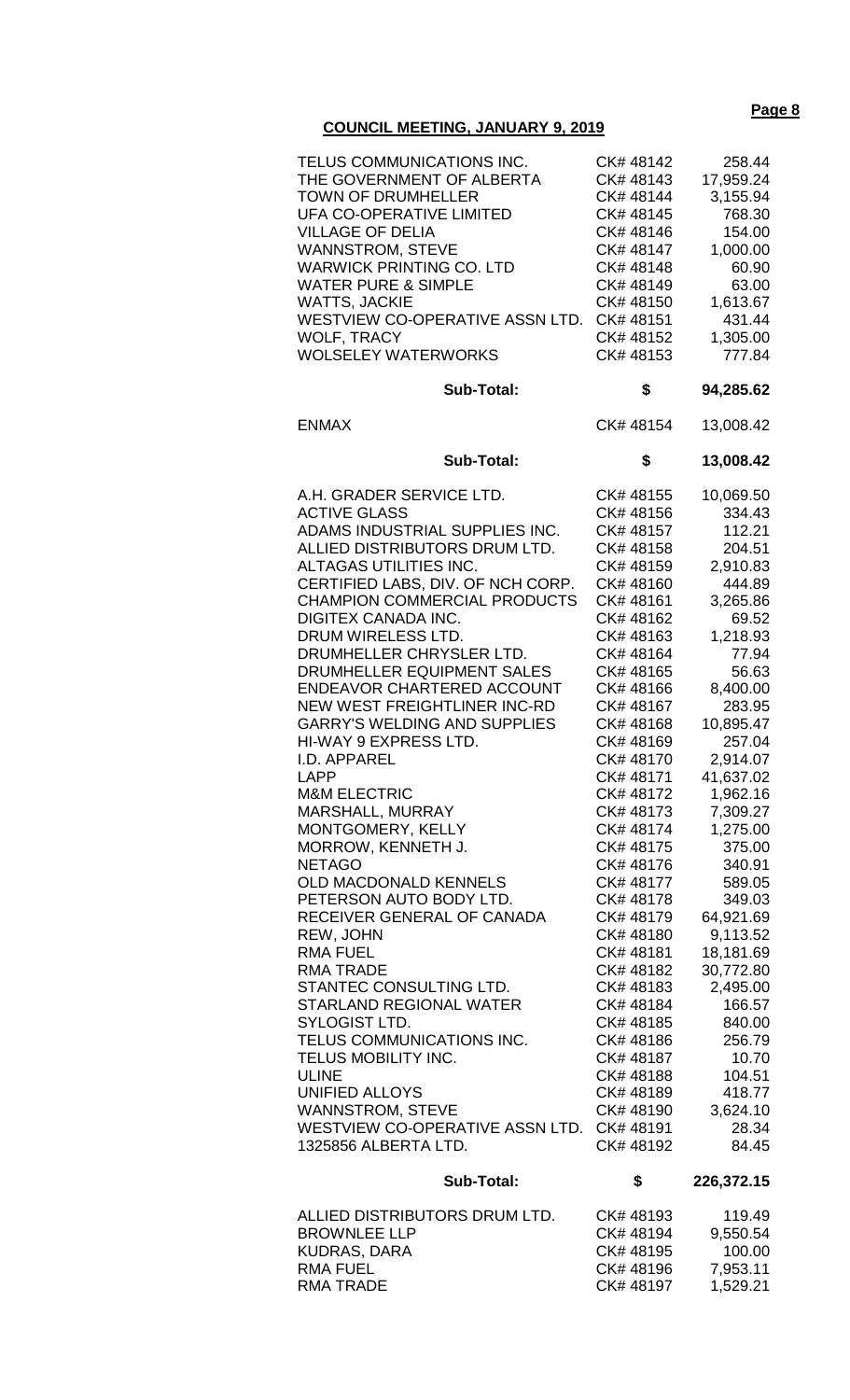**COUNCIL MEETING, JANUARY 9, 2019**

| | | |
|---|---|---|
| TELUS COMMUNICATIONS INC. | CK# 48142 | 258.44 |
| THE GOVERNMENT OF ALBERTA | CK# 48143 | 17,959.24 |
| TOWN OF DRUMHELLER | CK# 48144 | 3,155.94 |
| UFA CO-OPERATIVE LIMITED | CK# 48145 | 768.30 |
| VILLAGE OF DELIA | CK# 48146 | 154.00 |
| WANNSTROM, STEVE | CK# 48147 | 1,000.00 |
| WARWICK PRINTING CO. LTD | CK# 48148 | 60.90 |
| WATER PURE & SIMPLE | CK# 48149 | 63.00 |
| WATTS, JACKIE | CK# 48150 | 1,613.67 |
| WESTVIEW CO-OPERATIVE ASSN LTD. | CK# 48151 | 431.44 |
| WOLF, TRACY | CK# 48152 | 1,305.00 |
| WOLSELEY WATERWORKS | CK# 48153 | 777.84 |
| **Sub-Total:** | **$** | **94,285.62** |
| ENMAX | CK# 48154 | 13,008.42 |
| **Sub-Total:** | **$** | **13,008.42** |
| A.H. GRADER SERVICE LTD. | CK# 48155 | 10,069.50 |
| ACTIVE GLASS | CK# 48156 | 334.43 |
| ADAMS INDUSTRIAL SUPPLIES INC. | CK# 48157 | 112.21 |
| ALLIED DISTRIBUTORS DRUM LTD. | CK# 48158 | 204.51 |
| ALTAGAS UTILITIES INC. | CK# 48159 | 2,910.83 |
| CERTIFIED LABS, DIV. OF NCH CORP. | CK# 48160 | 444.89 |
| CHAMPION COMMERCIAL PRODUCTS | CK# 48161 | 3,265.86 |
| DIGITEX CANADA INC. | CK# 48162 | 69.52 |
| DRUM WIRELESS LTD. | CK# 48163 | 1,218.93 |
| DRUMHELLER CHRYSLER LTD. | CK# 48164 | 77.94 |
| DRUMHELLER EQUIPMENT SALES | CK# 48165 | 56.63 |
| ENDEAVOR CHARTERED ACCOUNT | CK# 48166 | 8,400.00 |
| NEW WEST FREIGHTLINER INC-RD | CK# 48167 | 283.95 |
| GARRY'S WELDING AND SUPPLIES | CK# 48168 | 10,895.47 |
| HI-WAY 9 EXPRESS LTD. | CK# 48169 | 257.04 |
| I.D. APPAREL | CK# 48170 | 2,914.07 |
| LAPP | CK# 48171 | 41,637.02 |
| M&M ELECTRIC | CK# 48172 | 1,962.16 |
| MARSHALL, MURRAY | CK# 48173 | 7,309.27 |
| MONTGOMERY, KELLY | CK# 48174 | 1,275.00 |
| MORROW, KENNETH J. | CK# 48175 | 375.00 |
| NETAGO | CK# 48176 | 340.91 |
| OLD MACDONALD KENNELS | CK# 48177 | 589.05 |
| PETERSON AUTO BODY LTD. | CK# 48178 | 349.03 |
| RECEIVER GENERAL OF CANADA | CK# 48179 | 64,921.69 |
| REW, JOHN | CK# 48180 | 9,113.52 |
| RMA FUEL | CK# 48181 | 18,181.69 |
| RMA TRADE | CK# 48182 | 30,772.80 |
| STANTEC CONSULTING LTD. | CK# 48183 | 2,495.00 |
| STARLAND REGIONAL WATER | CK# 48184 | 166.57 |
| SYLOGIST LTD. | CK# 48185 | 840.00 |
| TELUS COMMUNICATIONS INC. | CK# 48186 | 256.79 |
| TELUS MOBILITY INC. | CK# 48187 | 10.70 |
| ULINE | CK# 48188 | 104.51 |
| UNIFIED ALLOYS | CK# 48189 | 418.77 |
| WANNSTROM, STEVE | CK# 48190 | 3,624.10 |
| WESTVIEW CO-OPERATIVE ASSN LTD. | CK# 48191 | 28.34 |
| 1325856 ALBERTA LTD. | CK# 48192 | 84.45 |
| **Sub-Total:** | **$** | **226,372.15** |
| ALLIED DISTRIBUTORS DRUM LTD. | CK# 48193 | 119.49 |
| BROWNLEE LLP | CK# 48194 | 9,550.54 |
| KUDRAS, DARA | CK# 48195 | 100.00 |
| RMA FUEL | CK# 48196 | 7,953.11 |
| RMA TRADE | CK# 48197 | 1,529.21 |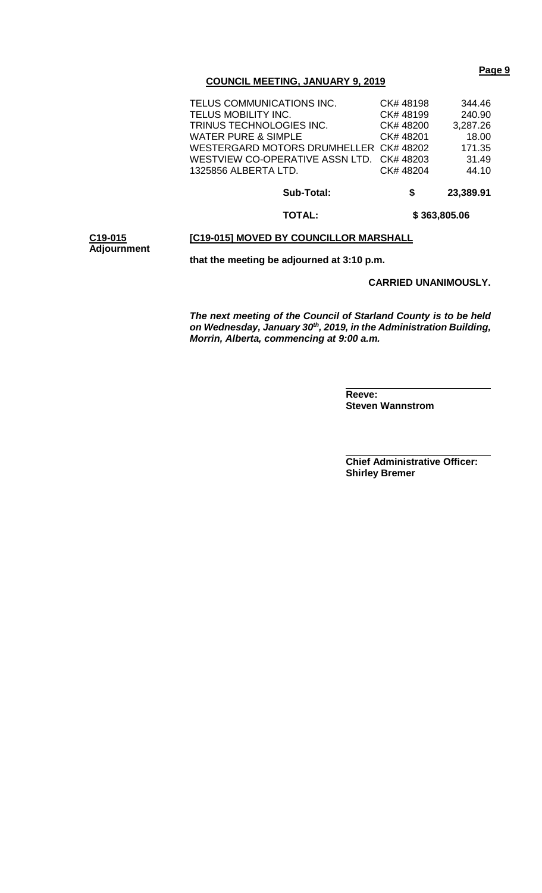**COUNCIL MEETING, JANUARY 9, 2019**

| | | |
|---|---|---|
| TELUS COMMUNICATIONS INC. | CK# 48198 | 344.46 |
| TELUS MOBILITY INC. | CK# 48199 | 240.90 |
| TRINUS TECHNOLOGIES INC. | CK# 48200 | 3,287.26 |
| WATER PURE & SIMPLE | CK# 48201 | 18.00 |
| WESTERGARD MOTORS DRUMHELLER | CK# 48202 | 171.35 |
| WESTVIEW CO-OPERATIVE ASSN LTD. | CK# 48203 | 31.49 |
| 1325856 ALBERTA LTD. | CK# 48204 | 44.10 |
| **Sub-Total:** | **$** | **23,389.91** |
| **TOTAL:** | | **$ 363,805.06** |

**C19-015**
**Adjournment**

**[C19-015] MOVED BY COUNCILLOR MARSHALL**

**that the meeting be adjourned at 3:10 p.m.**

**CARRIED UNANIMOUSLY.**

***The next meeting of the Council of Starland County is to be held on Wednesday, January 30th, 2019, in the Administration Building, Morrin, Alberta, commencing at 9:00 a.m.***

**Reeve:**
**Steven Wannstrom**

**Chief Administrative Officer:**
**Shirley Bremer**